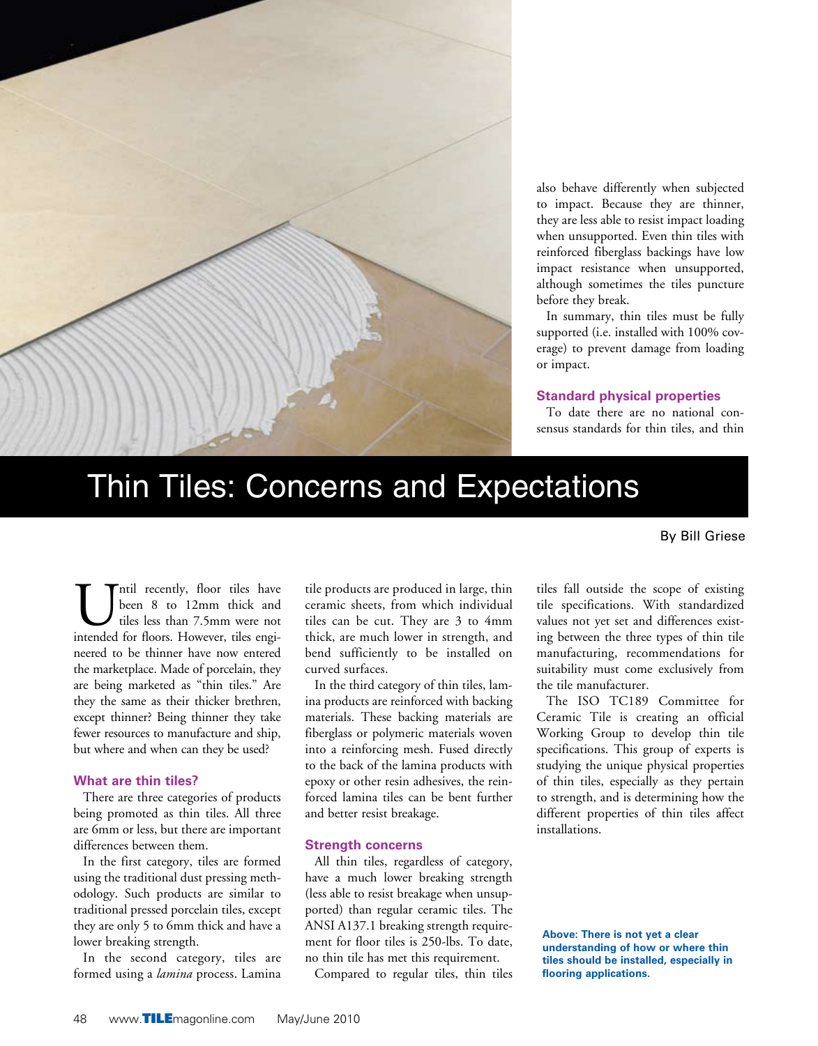# Thin Tiles: Concerns and Expectations

By Bill Griese

Until recently, floor tiles have been 8 to 12mm thick and tiles less than 7.5mm were not intended for floors. However, tiles engineered to be thinner have now entered the marketplace. Made of porcelain, they are being marketed as "thin tiles." Are they the same as their thicker brethren, except thinner? Being thinner they take fewer resources to manufacture and ship, but where and when can they be used?

### What are thin tiles?

There are three categories of products being promoted as thin tiles. All three are 6mm or less, but there are important differences between them.

In the first category, tiles are formed using the traditional dust pressing methodology. Such products are similar to traditional pressed porcelain tiles, except they are only 5 to 6mm thick and have a lower breaking strength.

In the second category, tiles are formed using a *lamina* process. Lamina tile products are produced in large, thin ceramic sheets, from which individual tiles can be cut. They are 3 to 4mm thick, are much lower in strength, and bend sufficiently to be installed on curved surfaces.

In the third category of thin tiles, lamina products are reinforced with backing materials. These backing materials are fiberglass or polymeric materials woven into a reinforcing mesh. Fused directly to the back of the lamina products with epoxy or other resin adhesives, the reinforced lamina tiles can be bent further and better resist breakage.

### Strength concerns

All thin tiles, regardless of category, have a much lower breaking strength (less able to resist breakage when unsupported) than regular ceramic tiles. The ANSI A137.1 breaking strength requirement for floor tiles is 250-lbs. To date, no thin tile has met this requirement.

Compared to regular tiles, thin tiles also behave differently when subjected to impact. Because they are thinner, they are less able to resist impact loading when unsupported. Even thin tiles with reinforced fiberglass backings have low impact resistance when unsupported, although sometimes the tiles puncture before they break.

In summary, thin tiles must be fully supported (i.e. installed with 100% coverage) to prevent damage from loading or impact.

### Standard physical properties

To date there are no national consensus standards for thin tiles, and thin tiles fall outside the scope of existing tile specifications. With standardized values not yet set and differences existing between the three types of thin tile manufacturing, recommendations for suitability must come exclusively from the tile manufacturer.

The ISO TC189 Committee for Ceramic Tile is creating an official Working Group to develop thin tile specifications. This group of experts is studying the unique physical properties of thin tiles, especially as they pertain to strength, and is determining how the different properties of thin tiles affect installations.

**Above: There is not yet a clear understanding of how or where thin tiles should be installed, especially in flooring applications.**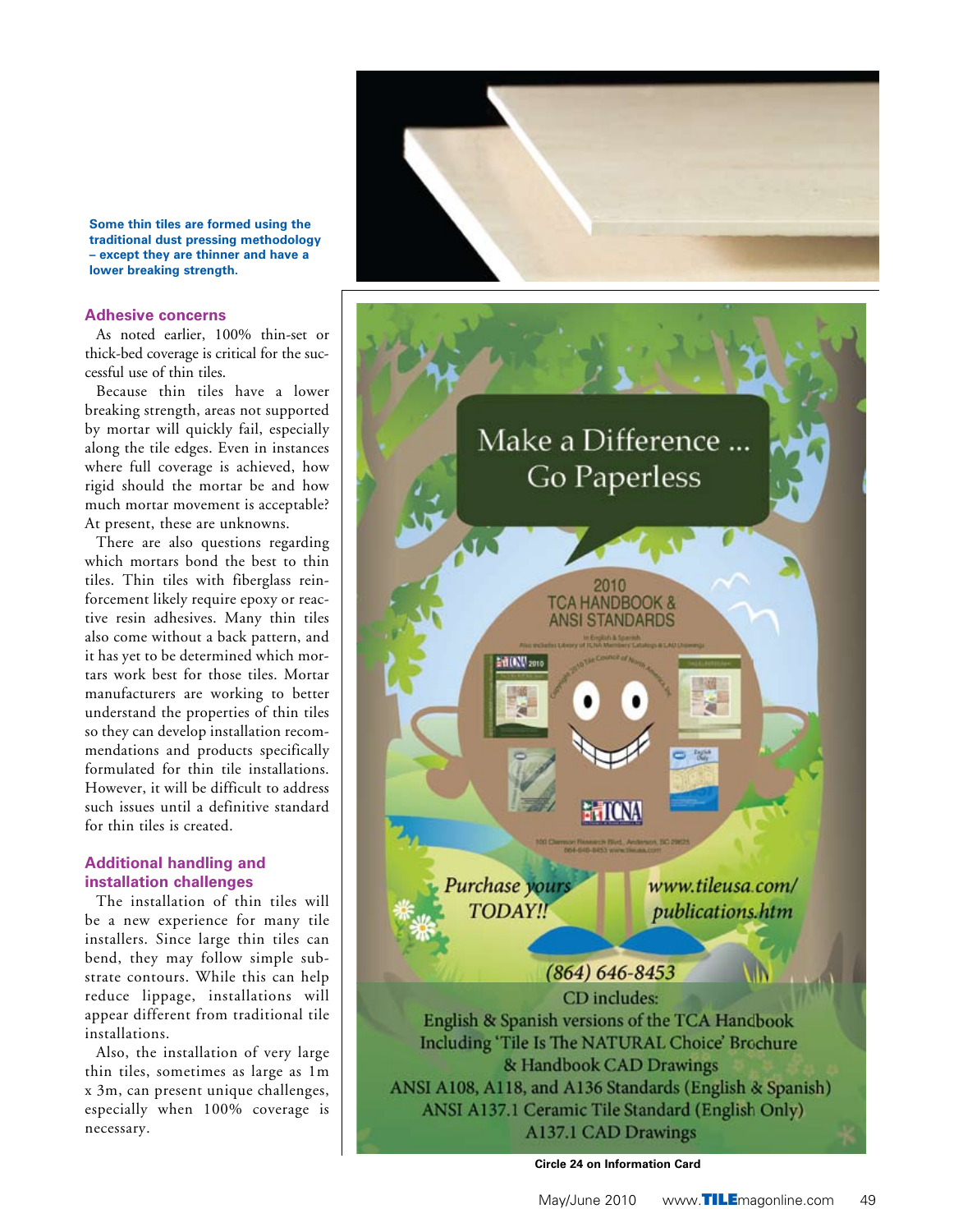**Some thin tiles are formed using the traditional dust pressing methodology – except they are thinner and have a lower breaking strength.**

### Adhesive concerns

As noted earlier, 100% thin-set or thick-bed coverage is critical for the successful use of thin tiles.

Because thin tiles have a lower breaking strength, areas not supported by mortar will quickly fail, especially along the tile edges. Even in instances where full coverage is achieved, how rigid should the mortar be and how much mortar movement is acceptable? At present, these are unknowns.

There are also questions regarding which mortars bond the best to thin tiles. Thin tiles with fiberglass reinforcement likely require epoxy or reactive resin adhesives. Many thin tiles also come without a back pattern, and it has yet to be determined which mortars work best for those tiles. Mortar manufacturers are working to better understand the properties of thin tiles so they can develop installation recommendations and products specifically formulated for thin tile installations. However, it will be difficult to address such issues until a definitive standard for thin tiles is created.

### Additional handling and installation challenges

The installation of thin tiles will be a new experience for many tile installers. Since large thin tiles can bend, they may follow simple substrate contours. While this can help reduce lippage, installations will appear different from traditional tile installations.

Also, the installation of very large thin tiles, sometimes as large as 1m x 3m, can present unique challenges, especially when 100% coverage is necessary.

Make a Difference ... Go Paperless

2010 TCA HANDBOOK & ANSI STANDARDS

*Purchase yours TODAY!!*

*www.tileusa.com/publications.htm*

*(864) 646-8453*

CD includes:
English & Spanish versions of the TCA Handbook
Including 'Tile Is The NATURAL Choice' Brochure
& Handbook CAD Drawings
ANSI A108, A118, and A136 Standards (English & Spanish)
ANSI A137.1 Ceramic Tile Standard (English Only)
A137.1 CAD Drawings

**Circle 24 on Information Card**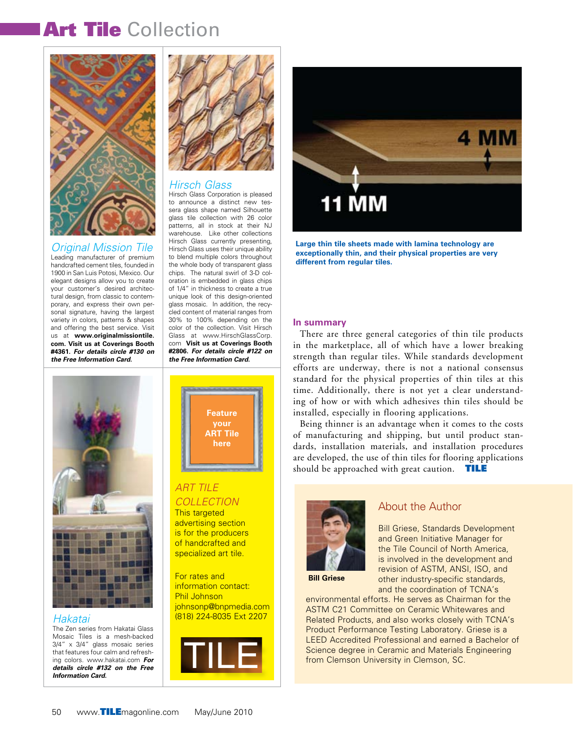# **Art Tile** Collection

### *Original Mission Tile*

Leading manufacturer of premium handcrafted cement tiles, founded in 1900 in San Luis Potosi, Mexico. Our elegant designs allow you to create your customer's desired architectural design, from classic to contemporary, and express their own personal signature, having the largest variety in colors, patterns & shapes and offering the best service. Visit us at **www.originalmissiontile.com. Visit us at Coverings Booth #4361.** ***For details circle #130 on the Free Information Card.***

### *Hirsch Glass*

Hirsch Glass Corporation is pleased to announce a distinct new tessera glass shape named Silhouette glass tile collection with 26 color patterns, all in stock at their NJ warehouse. Like other collections Hirsch Glass currently presenting, Hirsch Glass uses their unique ability to blend multiple colors throughout the whole body of transparent glass chips. The natural swirl of 3-D coloration is embedded in glass chips of 1/4" in thickness to create a true unique look of this design-oriented glass mosaic. In addition, the recycled content of material ranges from 30% to 100% depending on the color of the collection. Visit Hirsch Glass at www.HirschGlassCorp.com **Visit us at Coverings Booth #2806.** ***For details circle #122 on the Free Information Card.***

### *Hakatai*

The Zen series from Hakatai Glass Mosaic Tiles is a mesh-backed 3/4" x 3/4" glass mosaic series that features four calm and refreshing colors. www.hakatai.com ***For details circle #132 on the Free Information Card.***

Feature your ART Tile here

### *ART TILE COLLECTION*

This targeted advertising section is for the producers of handcrafted and specialized art tile.

For rates and information contact:
Phil Johnson
johnsonp@bnpmedia.com
(818) 224-8035 Ext 2207

TILE

4 MM

11 MM

**Large thin tile sheets made with lamina technology are exceptionally thin, and their physical properties are very different from regular tiles.**

## In summary

There are three general categories of thin tile products in the marketplace, all of which have a lower breaking strength than regular tiles. While standards development efforts are underway, there is not a national consensus standard for the physical properties of thin tiles at this time. Additionally, there is not yet a clear understanding of how or with which adhesives thin tiles should be installed, especially in flooring applications.

Being thinner is an advantage when it comes to the costs of manufacturing and shipping, but until product standards, installation materials, and installation procedures are developed, the use of thin tiles for flooring applications should be approached with great caution. **TILE**

## About the Author

**Bill Griese**

Bill Griese, Standards Development and Green Initiative Manager for the Tile Council of North America, is involved in the development and revision of ASTM, ANSI, ISO, and other industry-specific standards, and the coordination of TCNA's environmental efforts. He serves as Chairman for the ASTM C21 Committee on Ceramic Whitewares and Related Products, and also works closely with TCNA's Product Performance Testing Laboratory. Griese is a LEED Accredited Professional and earned a Bachelor of Science degree in Ceramic and Materials Engineering from Clemson University in Clemson, SC.